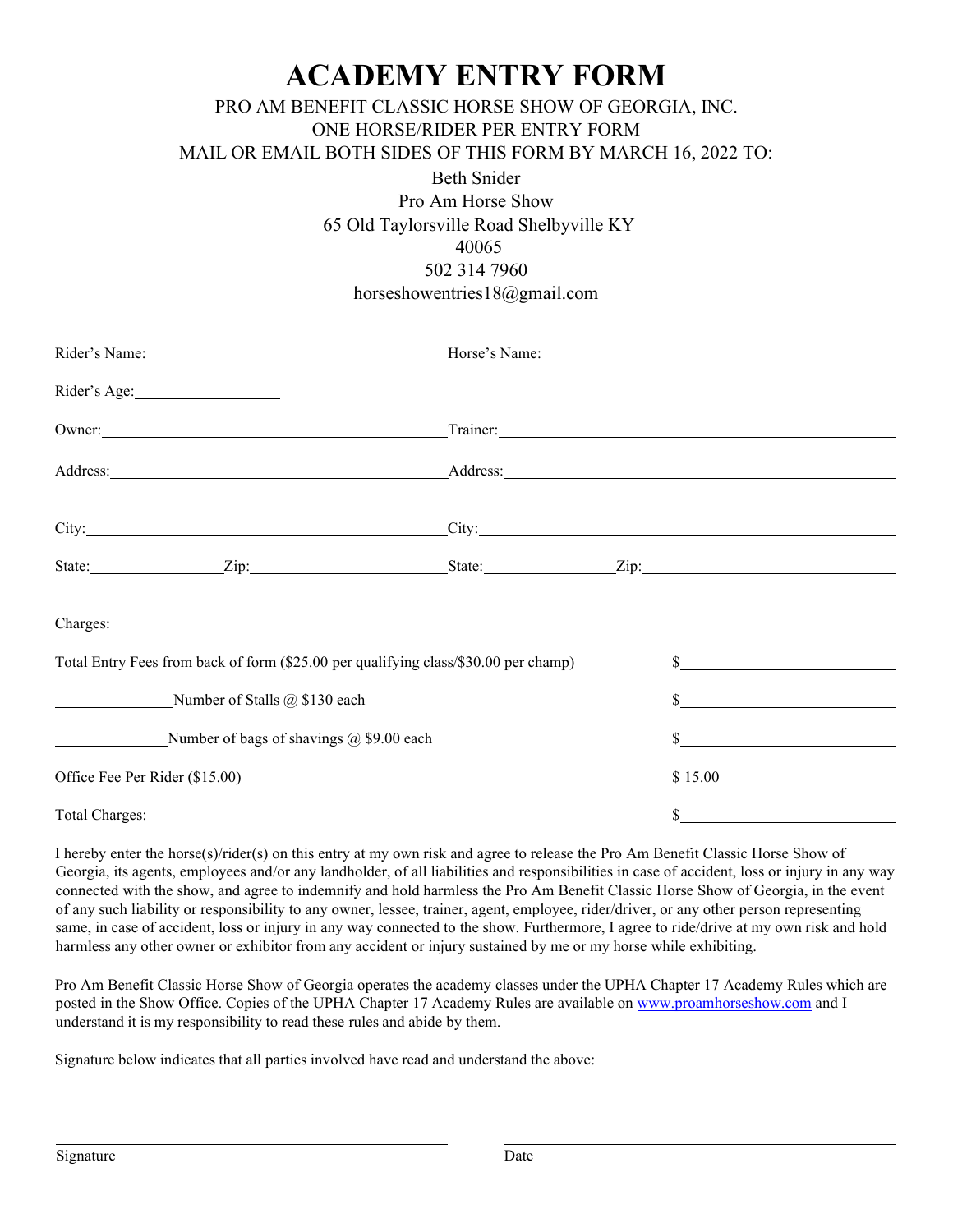# ACADEMY ENTRY FORM

PRO AM BENEFIT CLASSIC HORSE SHOW OF GEORGIA, INC.
ONE HORSE/RIDER PER ENTRY FORM
MAIL OR EMAIL BOTH SIDES OF THIS FORM BY MARCH 16, 2022 TO:

Beth Snider
Pro Am Horse Show
65 Old Taylorsville Road Shelbyville KY
40065
502 314 7960
horseshowentries18@gmail.com

Rider's Name:\_\_\_\_\_\_\_\_\_\_\_\_\_\_\_\_\_\_\_\_ Horse's Name:\_\_\_\_\_\_\_\_\_\_\_\_\_\_\_\_\_\_\_\_

Rider's Age:\_\_\_\_\_\_\_\_\_\_

Owner:\_\_\_\_\_\_\_\_\_\_\_\_\_\_\_\_\_\_\_\_ Trainer:\_\_\_\_\_\_\_\_\_\_\_\_\_\_\_\_\_\_\_\_

Address:\_\_\_\_\_\_\_\_\_\_\_\_\_\_\_\_\_\_\_\_ Address:\_\_\_\_\_\_\_\_\_\_\_\_\_\_\_\_\_\_\_\_

City:\_\_\_\_\_\_\_\_\_\_\_\_\_\_\_\_\_\_\_\_ City:\_\_\_\_\_\_\_\_\_\_\_\_\_\_\_\_\_\_\_\_

State:\_\_\_\_\_\_\_\_ Zip:\_\_\_\_\_\_\_\_\_\_ State:\_\_\_\_\_\_\_\_ Zip:\_\_\_\_\_\_\_\_\_\_

Charges:

| | |
|---|---|
| Total Entry Fees from back of form ($25.00 per qualifying class/$30.00 per champ) | $\_\_\_\_\_\_\_\_ |
| \_\_\_\_\_\_ Number of Stalls @ $130 each | $\_\_\_\_\_\_\_\_ |
| \_\_\_\_\_\_ Number of bags of shavings @ $9.00 each | $\_\_\_\_\_\_\_\_ |
| Office Fee Per Rider ($15.00) | $ 15.00 |
| Total Charges: | $\_\_\_\_\_\_\_\_ |

I hereby enter the horse(s)/rider(s) on this entry at my own risk and agree to release the Pro Am Benefit Classic Horse Show of Georgia, its agents, employees and/or any landholder, of all liabilities and responsibilities in case of accident, loss or injury in any way connected with the show, and agree to indemnify and hold harmless the Pro Am Benefit Classic Horse Show of Georgia, in the event of any such liability or responsibility to any owner, lessee, trainer, agent, employee, rider/driver, or any other person representing same, in case of accident, loss or injury in any way connected to the show. Furthermore, I agree to ride/drive at my own risk and hold harmless any other owner or exhibitor from any accident or injury sustained by me or my horse while exhibiting.

Pro Am Benefit Classic Horse Show of Georgia operates the academy classes under the UPHA Chapter 17 Academy Rules which are posted in the Show Office. Copies of the UPHA Chapter 17 Academy Rules are available on www.proamhorseshow.com and I understand it is my responsibility to read these rules and abide by them.

Signature below indicates that all parties involved have read and understand the above:

\_\_\_\_\_\_\_\_\_\_\_\_\_\_\_\_\_\_\_\_ \_\_\_\_\_\_\_\_\_\_\_\_\_\_\_\_\_\_\_\_

Signature Date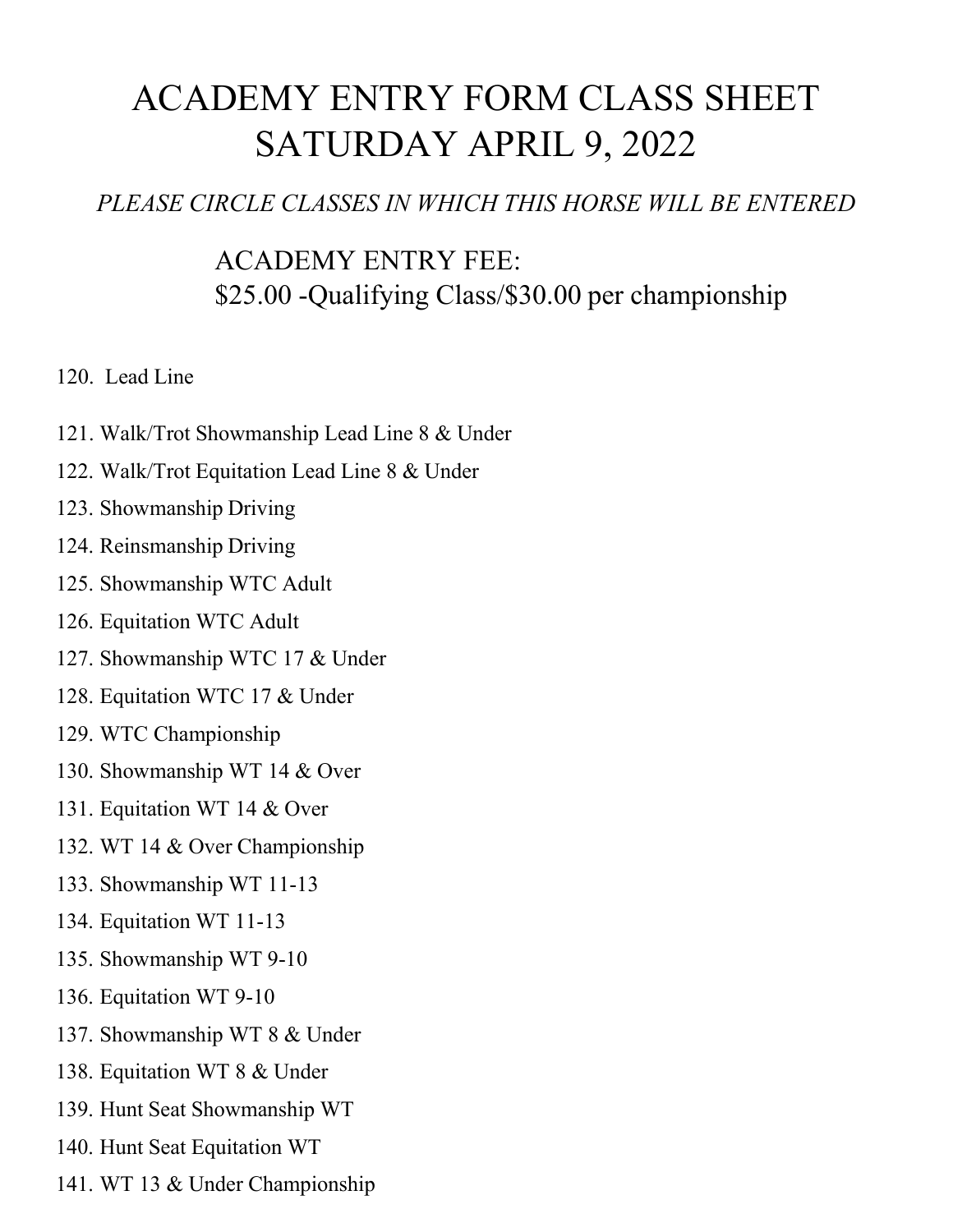# ACADEMY ENTRY FORM CLASS SHEET
# SATURDAY APRIL 9, 2022

*PLEASE CIRCLE CLASSES IN WHICH THIS HORSE WILL BE ENTERED*

ACADEMY ENTRY FEE:
$25.00 -Qualifying Class/$30.00 per championship

120. Lead Line
121. Walk/Trot Showmanship Lead Line 8 & Under
122. Walk/Trot Equitation Lead Line 8 & Under
123. Showmanship Driving
124. Reinsmanship Driving
125. Showmanship WTC Adult
126. Equitation WTC Adult
127. Showmanship WTC 17 & Under
128. Equitation WTC 17 & Under
129. WTC Championship
130. Showmanship WT 14 & Over
131. Equitation WT 14 & Over
132. WT 14 & Over Championship
133. Showmanship WT 11-13
134. Equitation WT 11-13
135. Showmanship WT 9-10
136. Equitation WT 9-10
137. Showmanship WT 8 & Under
138. Equitation WT 8 & Under
139. Hunt Seat Showmanship WT
140. Hunt Seat Equitation WT
141. WT 13 & Under Championship